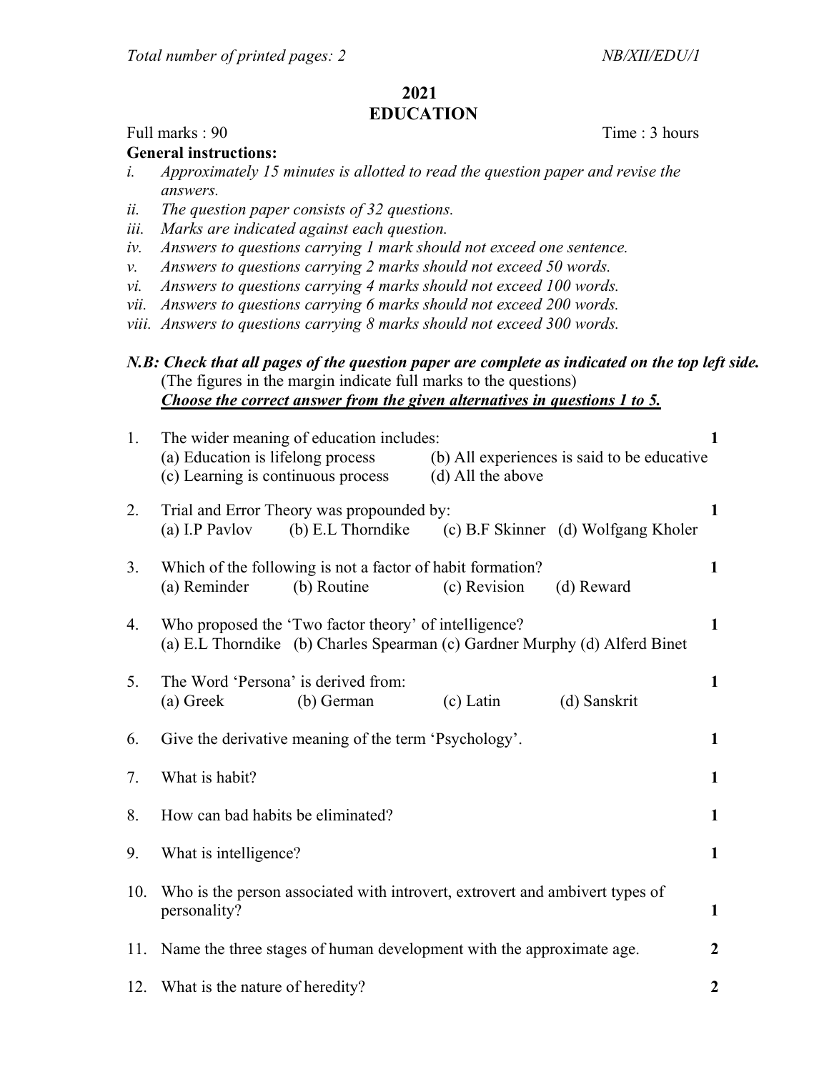*Total number of printed pages: 2* *NB/XII/EDU/1*

# 2021
# EDUCATION

Full marks : 90 Time : 3 hours

**General instructions:**

- *i. Approximately 15 minutes is allotted to read the question paper and revise the answers.*
- *ii. The question paper consists of 32 questions.*
- *iii. Marks are indicated against each question.*
- *iv. Answers to questions carrying 1 mark should not exceed one sentence.*
- *v. Answers to questions carrying 2 marks should not exceed 50 words.*
- *vi. Answers to questions carrying 4 marks should not exceed 100 words.*
- *vii. Answers to questions carrying 6 marks should not exceed 200 words.*
- *viii. Answers to questions carrying 8 marks should not exceed 300 words.*

***N.B: Check that all pages of the question paper are complete as indicated on the top left side.***
(The figures in the margin indicate full marks to the questions)
***Choose the correct answer from the given alternatives in questions 1 to 5.***

1. The wider meaning of education includes: **1**
   (a) Education is lifelong process (b) All experiences is said to be educative
   (c) Learning is continuous process (d) All the above

2. Trial and Error Theory was propounded by: **1**
   (a) I.P Pavlov (b) E.L Thorndike (c) B.F Skinner (d) Wolfgang Kholer

3. Which of the following is not a factor of habit formation? **1**
   (a) Reminder (b) Routine (c) Revision (d) Reward

4. Who proposed the 'Two factor theory' of intelligence? **1**
   (a) E.L Thorndike (b) Charles Spearman (c) Gardner Murphy (d) Alferd Binet

5. The Word 'Persona' is derived from: **1**
   (a) Greek (b) German (c) Latin (d) Sanskrit

6. Give the derivative meaning of the term 'Psychology'. **1**

7. What is habit? **1**

8. How can bad habits be eliminated? **1**

9. What is intelligence? **1**

10. Who is the person associated with introvert, extrovert and ambivert types of personality? **1**

11. Name the three stages of human development with the approximate age. **2**

12. What is the nature of heredity? **2**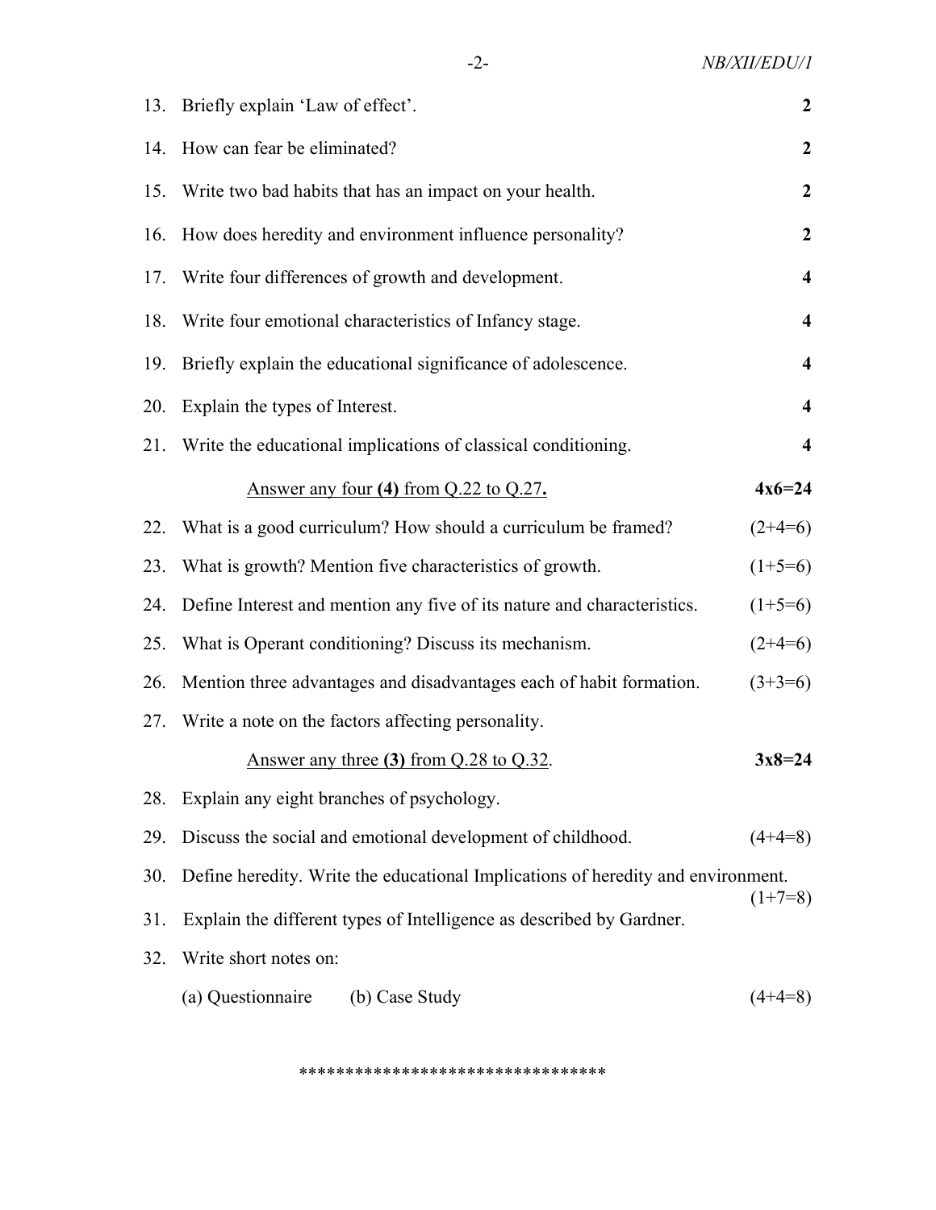13. Briefly explain 'Law of effect'. **2**

14. How can fear be eliminated? **2**

15. Write two bad habits that has an impact on your health. **2**

16. How does heredity and environment influence personality? **2**

17. Write four differences of growth and development. **4**

18. Write four emotional characteristics of Infancy stage. **4**

19. Briefly explain the educational significance of adolescence. **4**

20. Explain the types of Interest. **4**

21. Write the educational implications of classical conditioning. **4**

<u>Answer any four **(4)** from Q.22 to Q.27.</u> **4x6=24**

22. What is a good curriculum? How should a curriculum be framed? (2+4=6)

23. What is growth? Mention five characteristics of growth. (1+5=6)

24. Define Interest and mention any five of its nature and characteristics. (1+5=6)

25. What is Operant conditioning? Discuss its mechanism. (2+4=6)

26. Mention three advantages and disadvantages each of habit formation. (3+3=6)

27. Write a note on the factors affecting personality.

<u>Answer any three **(3)** from Q.28 to Q.32.</u> **3x8=24**

28. Explain any eight branches of psychology.

29. Discuss the social and emotional development of childhood. (4+4=8)

30. Define heredity. Write the educational Implications of heredity and environment. (1+7=8)

31. Explain the different types of Intelligence as described by Gardner.

32. Write short notes on:

    (a) Questionnaire (b) Case Study (4+4=8)

********************************